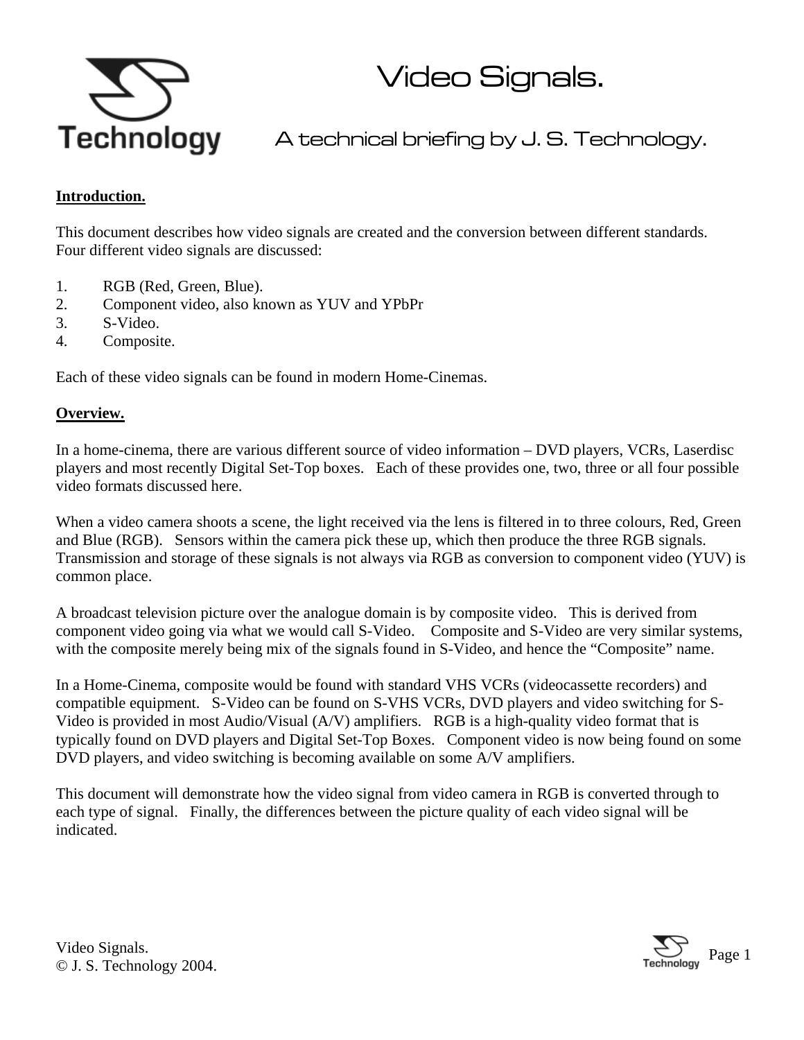# Video Signals.

## A technical briefing by J. S. Technology.

**Introduction.**

This document describes how video signals are created and the conversion between different standards. Four different video signals are discussed:

1. RGB (Red, Green, Blue).
2. Component video, also known as YUV and YPbPr
3. S-Video.
4. Composite.

Each of these video signals can be found in modern Home-Cinemas.

**Overview.**

In a home-cinema, there are various different source of video information – DVD players, VCRs, Laserdisc players and most recently Digital Set-Top boxes. Each of these provides one, two, three or all four possible video formats discussed here.

When a video camera shoots a scene, the light received via the lens is filtered in to three colours, Red, Green and Blue (RGB). Sensors within the camera pick these up, which then produce the three RGB signals. Transmission and storage of these signals is not always via RGB as conversion to component video (YUV) is common place.

A broadcast television picture over the analogue domain is by composite video. This is derived from component video going via what we would call S-Video. Composite and S-Video are very similar systems, with the composite merely being mix of the signals found in S-Video, and hence the "Composite" name.

In a Home-Cinema, composite would be found with standard VHS VCRs (videocassette recorders) and compatible equipment. S-Video can be found on S-VHS VCRs, DVD players and video switching for S-Video is provided in most Audio/Visual (A/V) amplifiers. RGB is a high-quality video format that is typically found on DVD players and Digital Set-Top Boxes. Component video is now being found on some DVD players, and video switching is becoming available on some A/V amplifiers.

This document will demonstrate how the video signal from video camera in RGB is converted through to each type of signal. Finally, the differences between the picture quality of each video signal will be indicated.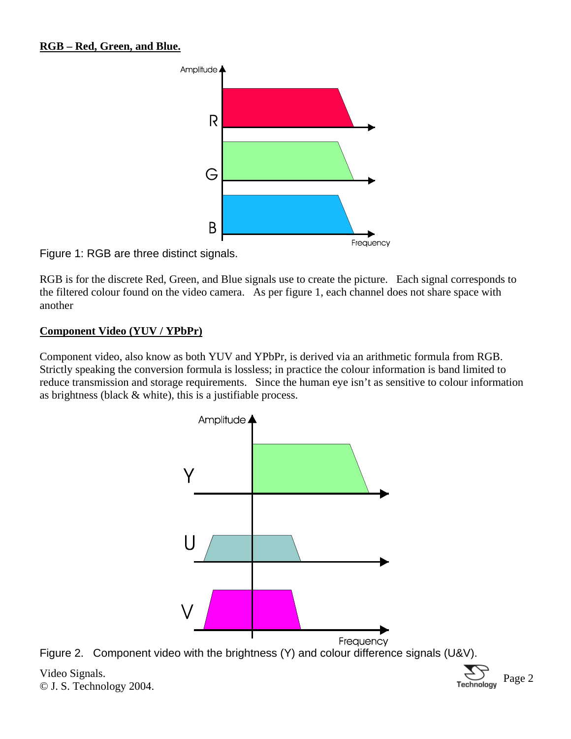**RGB – Red, Green, and Blue.**

Figure 1: RGB are three distinct signals.

RGB is for the discrete Red, Green, and Blue signals use to create the picture. Each signal corresponds to the filtered colour found on the video camera. As per figure 1, each channel does not share space with another

**Component Video (YUV / YPbPr)**

Component video, also know as both YUV and YPbPr, is derived via an arithmetic formula from RGB. Strictly speaking the conversion formula is lossless; in practice the colour information is band limited to reduce transmission and storage requirements. Since the human eye isn't as sensitive to colour information as brightness (black & white), this is a justifiable process.

Figure 2. Component video with the brightness (Y) and colour difference signals (U&V).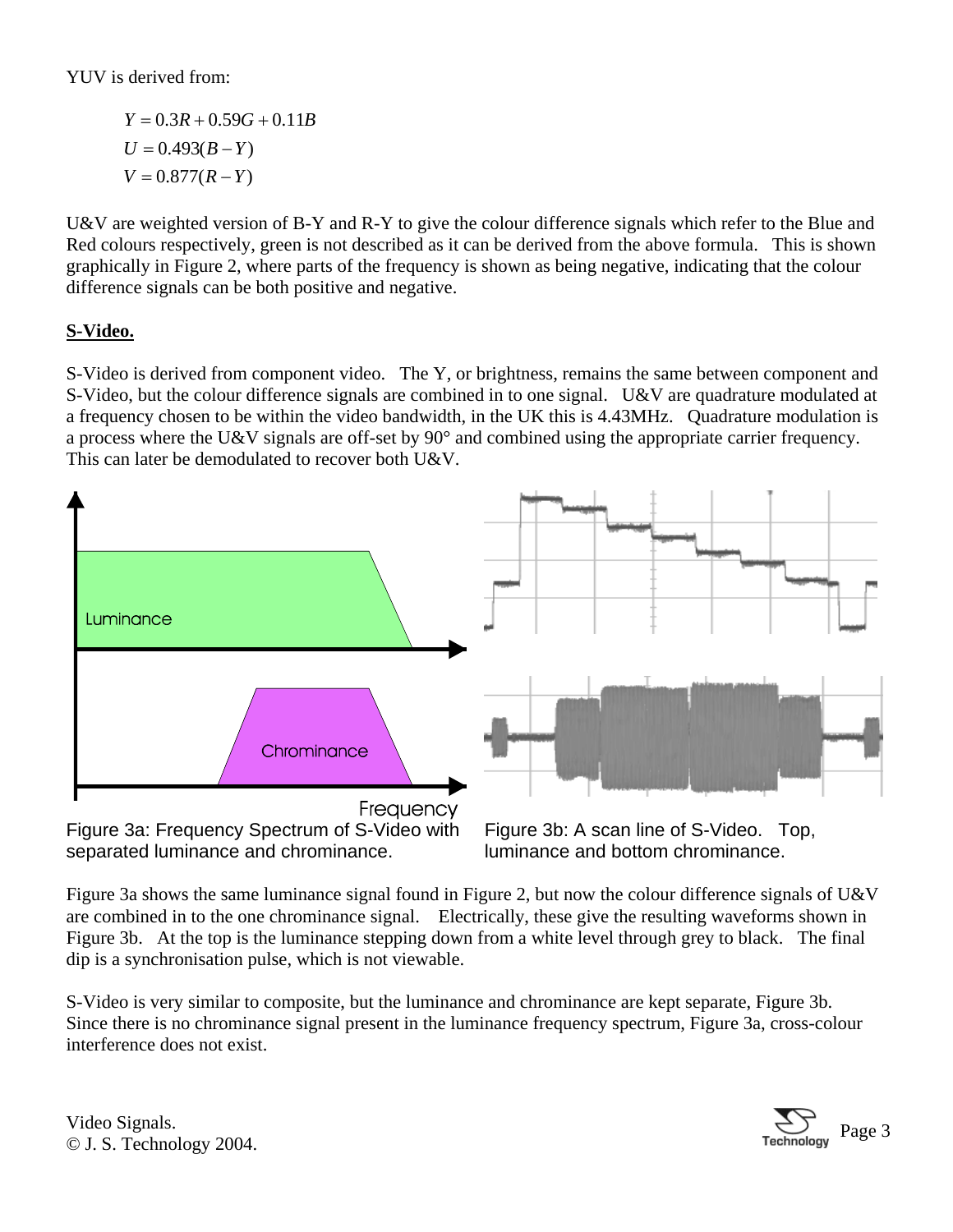YUV is derived from:

$$Y = 0.3R + 0.59G + 0.11B$$
$$U = 0.493(B - Y)$$
$$V = 0.877(R - Y)$$

U&V are weighted version of B-Y and R-Y to give the colour difference signals which refer to the Blue and Red colours respectively, green is not described as it can be derived from the above formula. This is shown graphically in Figure 2, where parts of the frequency is shown as being negative, indicating that the colour difference signals can be both positive and negative.

**S-Video.**

S-Video is derived from component video. The Y, or brightness, remains the same between component and S-Video, but the colour difference signals are combined in to one signal. U&V are quadrature modulated at a frequency chosen to be within the video bandwidth, in the UK this is 4.43MHz. Quadrature modulation is a process where the U&V signals are off-set by 90° and combined using the appropriate carrier frequency. This can later be demodulated to recover both U&V.

Figure 3a: Frequency Spectrum of S-Video with separated luminance and chrominance.

Figure 3b: A scan line of S-Video. Top, luminance and bottom chrominance.

Figure 3a shows the same luminance signal found in Figure 2, but now the colour difference signals of U&V are combined in to the one chrominance signal. Electrically, these give the resulting waveforms shown in Figure 3b. At the top is the luminance stepping down from a white level through grey to black. The final dip is a synchronisation pulse, which is not viewable.

S-Video is very similar to composite, but the luminance and chrominance are kept separate, Figure 3b. Since there is no chrominance signal present in the luminance frequency spectrum, Figure 3a, cross-colour interference does not exist.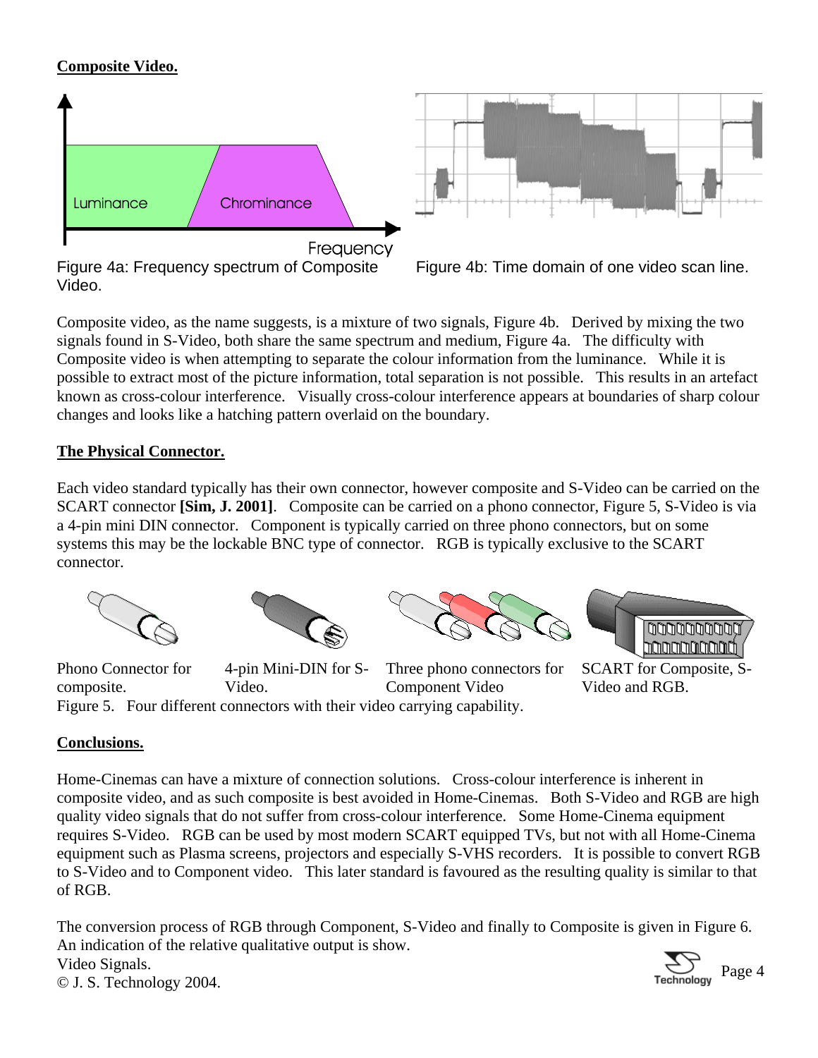**Composite Video.**

Figure 4a: Frequency spectrum of Composite Video.

Figure 4b: Time domain of one video scan line.

Composite video, as the name suggests, is a mixture of two signals, Figure 4b. Derived by mixing the two signals found in S-Video, both share the same spectrum and medium, Figure 4a. The difficulty with Composite video is when attempting to separate the colour information from the luminance. While it is possible to extract most of the picture information, total separation is not possible. This results in an artefact known as cross-colour interference. Visually cross-colour interference appears at boundaries of sharp colour changes and looks like a hatching pattern overlaid on the boundary.

**The Physical Connector.**

Each video standard typically has their own connector, however composite and S-Video can be carried on the SCART connector **[Sim, J. 2001]**. Composite can be carried on a phono connector, Figure 5, S-Video is via a 4-pin mini DIN connector. Component is typically carried on three phono connectors, but on some systems this may be the lockable BNC type of connector. RGB is typically exclusive to the SCART connector.

Phono Connector for composite.

4-pin Mini-DIN for S-Video.

Three phono connectors for Component Video

SCART for Composite, S-Video and RGB.

Figure 5. Four different connectors with their video carrying capability.

**Conclusions.**

Home-Cinemas can have a mixture of connection solutions. Cross-colour interference is inherent in composite video, and as such composite is best avoided in Home-Cinemas. Both S-Video and RGB are high quality video signals that do not suffer from cross-colour interference. Some Home-Cinema equipment requires S-Video. RGB can be used by most modern SCART equipped TVs, but not with all Home-Cinema equipment such as Plasma screens, projectors and especially S-VHS recorders. It is possible to convert RGB to S-Video and to Component video. This later standard is favoured as the resulting quality is similar to that of RGB.

The conversion process of RGB through Component, S-Video and finally to Composite is given in Figure 6. An indication of the relative qualitative output is show.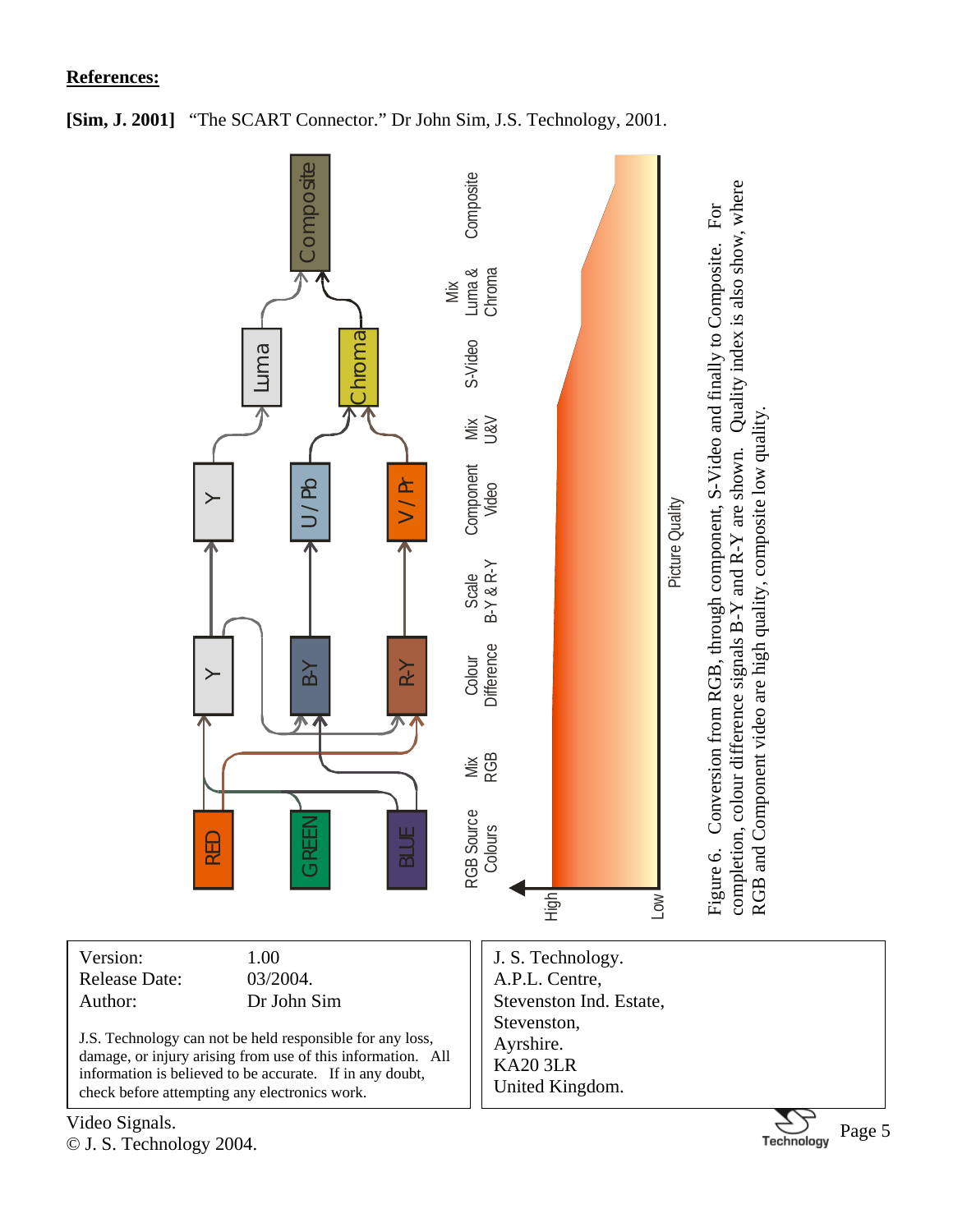**References:**

**[Sim, J. 2001]** "The SCART Connector." Dr John Sim, J.S. Technology, 2001.

RGB Source Colours

RED

GREEN

BLUE

Mix RGB

Colour Difference

Y

B-Y

R-Y

Scale B-Y & R-Y

Component Video

Y

U / Pb

V / Pr

Mix U&V

S-Video

Luma

Chroma

Mix Luma & Chroma

Composite

Composite

Picture Quality

High

Low

Figure 6. Conversion from RGB, through component, S-Video and finally to Composite. For completion, colour difference signals B-Y and R-Y are shown. Quality index is also show, where RGB and Component video are high quality, composite low quality.

| | |
|---|---|
| Version: | 1.00 |
| Release Date: | 03/2004. |
| Author: | Dr John Sim |

J.S. Technology can not be held responsible for any loss, damage, or injury arising from use of this information. All information is believed to be accurate. If in any doubt, check before attempting any electronics work.

J. S. Technology.
A.P.L. Centre,
Stevenston Ind. Estate,
Stevenston,
Ayrshire.
KA20 3LR
United Kingdom.